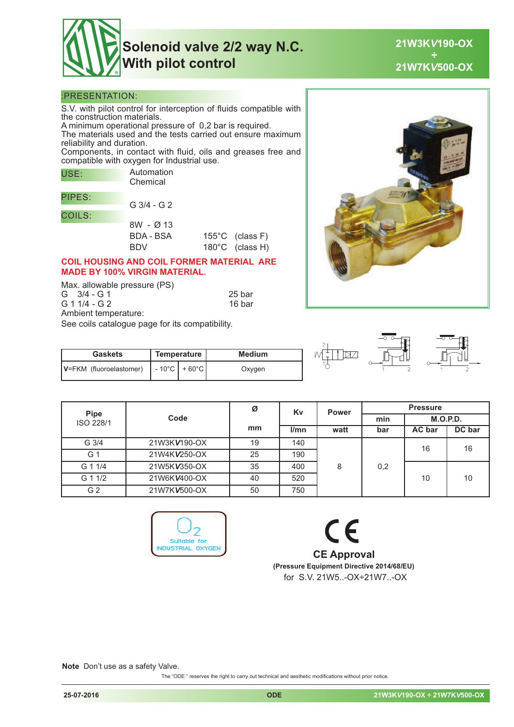# Solenoid valve 2/2 way N.C.
# With pilot control

**21W3K*V*190-OX ÷ 21W7K*V*500-OX**

## :PRESENTATION:

S.V. with pilot control for interception of fluids compatible with the construction materials.
A minimum operational pressure of 0,2 bar is required.
The materials used and the tests carried out ensure maximum reliability and duration.
Components, in contact with fluid, oils and greases free and compatible with oxygen for Industrial use.

**USE:** Automation
Chemical

**PIPES:** G 3/4 - G 2

**COILS:**
8W - Ø 13
BDA - BSA 155°C (class F)
BDV 180°C (class H)

**COIL HOUSING AND COIL FORMER MATERIAL ARE MADE BY 100% VIRGIN MATERIAL.**

Max. allowable pressure (PS)
G 3/4 - G 1 25 bar
G 1 1/4 - G 2 16 bar
Ambient temperature:
See coils catalogue page for its compatibility.

| Gaskets | Temperature | | Medium |
|---|---|---|---|
| V=FKM (fluoroelastomer) | - 10°C | + 60°C | Oxygen |

| Pipe ISO 228/1 | Code | Ø mm | Kv l/mn | Power watt | Pressure min bar | M.O.P.D. AC bar | M.O.P.D. DC bar |
|---|---|---|---|---|---|---|---|
| G 3/4 | 21W3K*V*190-OX | 19 | 140 | 8 | 0,2 | 16 | 16 |
| G 1 | 21W4K*V*250-OX | 25 | 190 | | | | |
| G 1 1/4 | 21W5K*V*350-OX | 35 | 400 | | | 10 | 10 |
| G 1 1/2 | 21W6K*V*400-OX | 40 | 520 | | | | |
| G 2 | 21W7K*V*500-OX | 50 | 750 | | | | |

$O_2$ Suitable for INDUSTRIAL OXYGEN

**CE Approval**
**(Pressure Equipment Directive 2014/68/EU)**
for S.V. 21W5..-OX÷21W7..-OX

**Note** Don't use as a safety Valve.

The "ODE" reserves the right to carry out technical and aesthetic modifications without prior notice.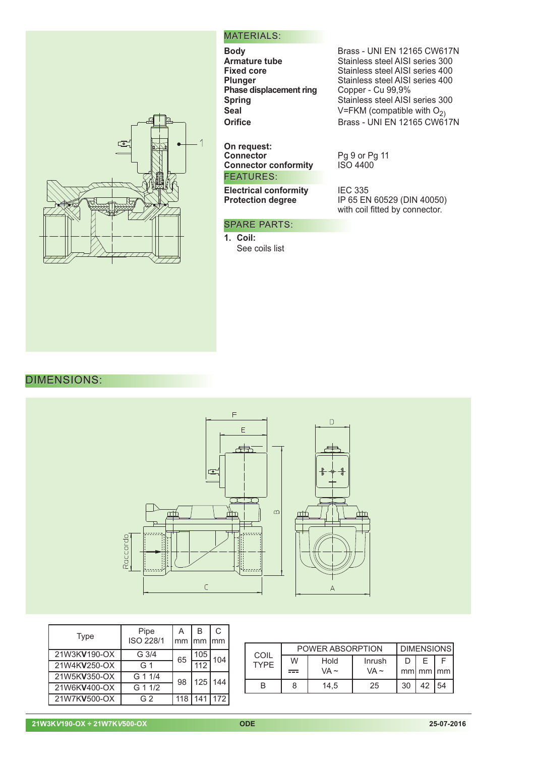## MATERIALS:

| | |
|---|---|
| **Body** | Brass - UNI EN 12165 CW617N |
| **Armature tube** | Stainless steel AISI series 300 |
| **Fixed core** | Stainless steel AISI series 400 |
| **Plunger** | Stainless steel AISI series 400 |
| **Phase displacement ring** | Copper - Cu 99,9% |
| **Spring** | Stainless steel AISI series 300 |
| **Seal** | V=FKM (compatible with $O_2$) |
| **Orifice** | Brass - UNI EN 12165 CW617N |

**On request:**

| | |
|---|---|
| **Connector** | Pg 9 or Pg 11 |
| **Connector conformity** | ISO 4400 |

## FEATURES:

| | |
|---|---|
| **Electrical conformity** | IEC 335 |
| **Protection degree** | IP 65 EN 60529 (DIN 40050) with coil fitted by connector. |

## SPARE PARTS:

1. **Coil:**
   See coils list

## DIMENSIONS:

F
E
D
B
Raccordo
C
A

| Type | Pipe ISO 228/1 | A mm | B mm | C mm |
|---|---|---|---|---|
| 21W3K**V**190-OX | G 3/4 | 65 | 105 | 104 |
| 21W4K**V**250-OX | G 1 | | 112 | |
| 21W5K**V**350-OX | G 1 1/4 | 98 | 125 | 144 |
| 21W6K**V**400-OX | G 1 1/2 | | | |
| 21W7K**V**500-OX | G 2 | 118 | 141 | 172 |

| COIL TYPE | POWER ABSORPTION | | | DIMENSIONS | | |
|---|---|---|---|---|---|---|
| | W ⎓ | Hold VA ~ | Inrush VA ~ | D mm | E mm | F mm |
| B | 8 | 14,5 | 25 | 30 | 42 | 54 |